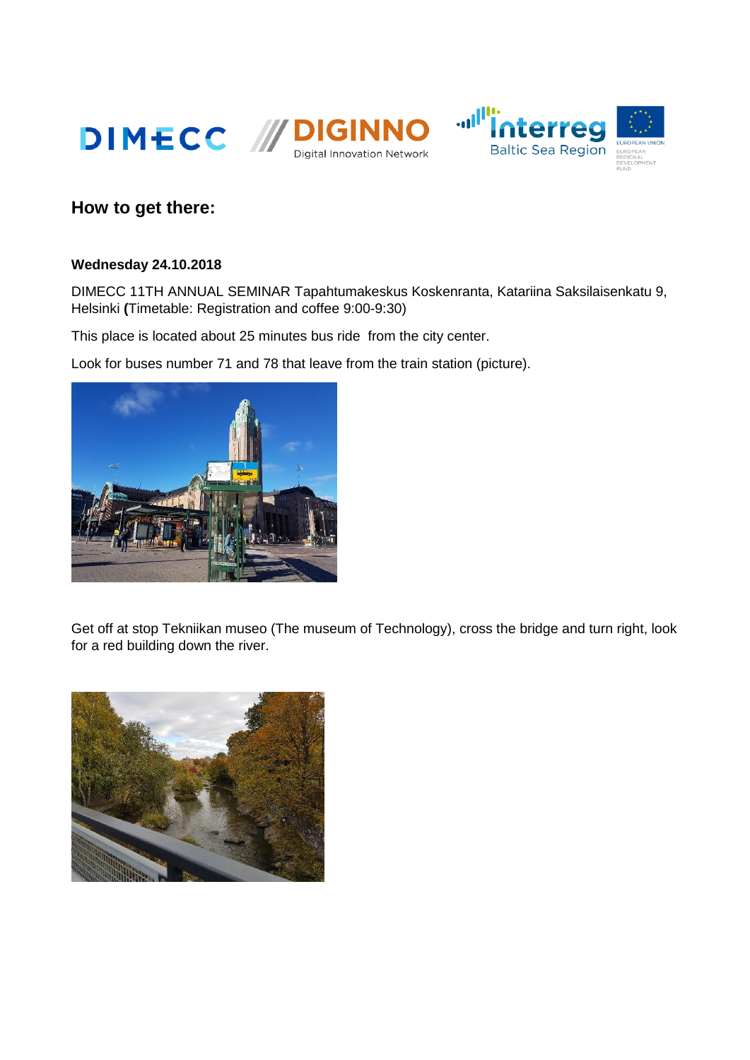## How to get there:

**Wednesday 24.10.2018**

DIMECC 11TH ANNUAL SEMINAR Tapahtumakeskus Koskenranta, Katariina Saksilaisenkatu 9, Helsinki **(**Timetable: Registration and coffee 9:00-9:30)

This place is located about 25 minutes bus ride from the city center.

Look for buses number 71 and 78 that leave from the train station (picture).

Get off at stop Tekniikan museo (The museum of Technology), cross the bridge and turn right, look for a red building down the river.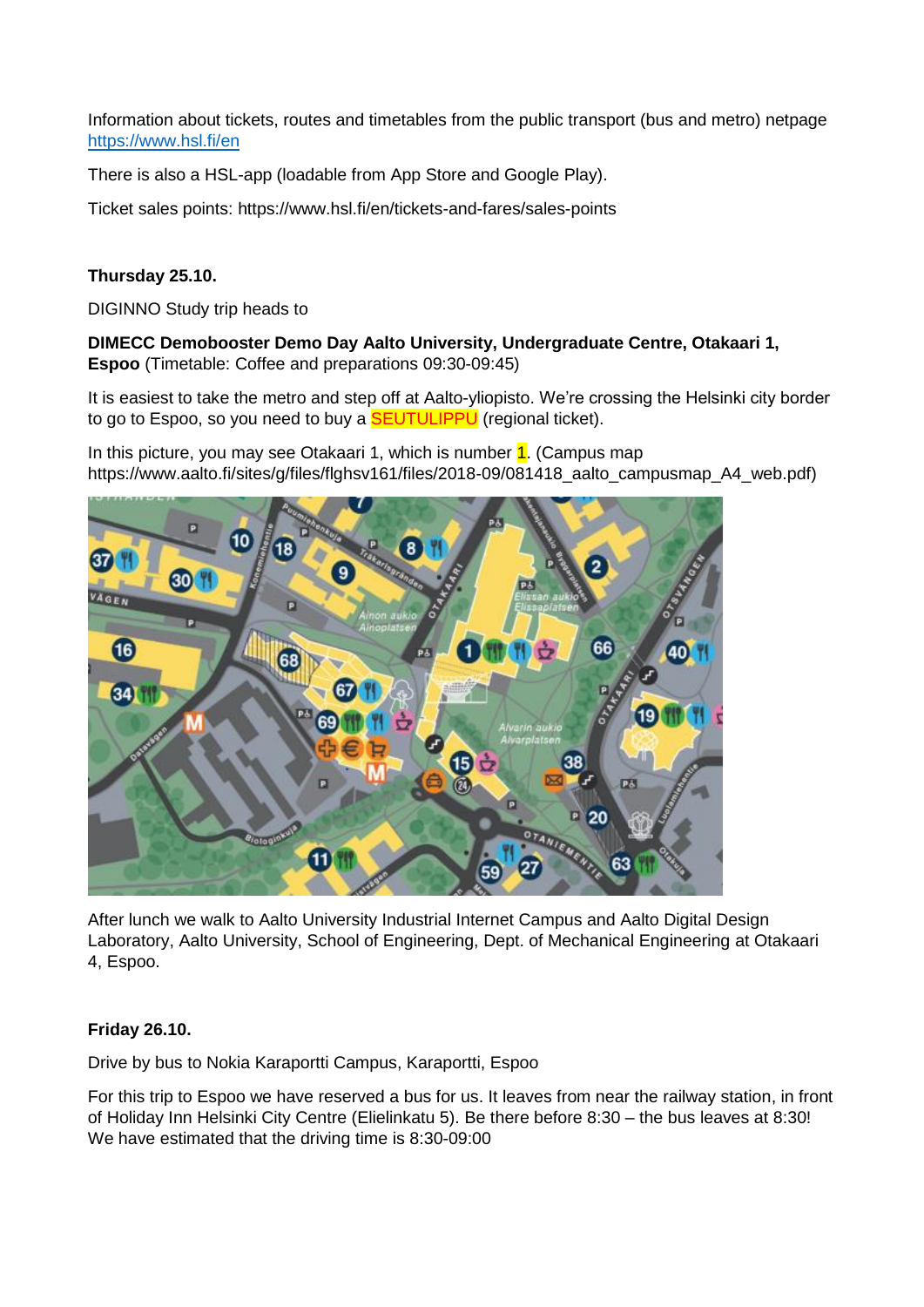Information about tickets, routes and timetables from the public transport (bus and metro) netpage https://www.hsl.fi/en

There is also a HSL-app (loadable from App Store and Google Play).

Ticket sales points: https://www.hsl.fi/en/tickets-and-fares/sales-points

**Thursday 25.10.**

DIGINNO Study trip heads to

**DIMECC Demobooster Demo Day Aalto University, Undergraduate Centre, Otakaari 1, Espoo** (Timetable: Coffee and preparations 09:30-09:45)

It is easiest to take the metro and step off at Aalto-yliopisto. We're crossing the Helsinki city border to go to Espoo, so you need to buy a SEUTULIPPU (regional ticket).

In this picture, you may see Otakaari 1, which is number 1. (Campus map https://www.aalto.fi/sites/g/files/flghsv161/files/2018-09/081418_aalto_campusmap_A4_web.pdf)

After lunch we walk to Aalto University Industrial Internet Campus and Aalto Digital Design Laboratory, Aalto University, School of Engineering, Dept. of Mechanical Engineering at Otakaari 4, Espoo.

**Friday 26.10.**

Drive by bus to Nokia Karaportti Campus, Karaportti, Espoo

For this trip to Espoo we have reserved a bus for us. It leaves from near the railway station, in front of Holiday Inn Helsinki City Centre (Elielinkatu 5). Be there before 8:30 – the bus leaves at 8:30! We have estimated that the driving time is 8:30-09:00